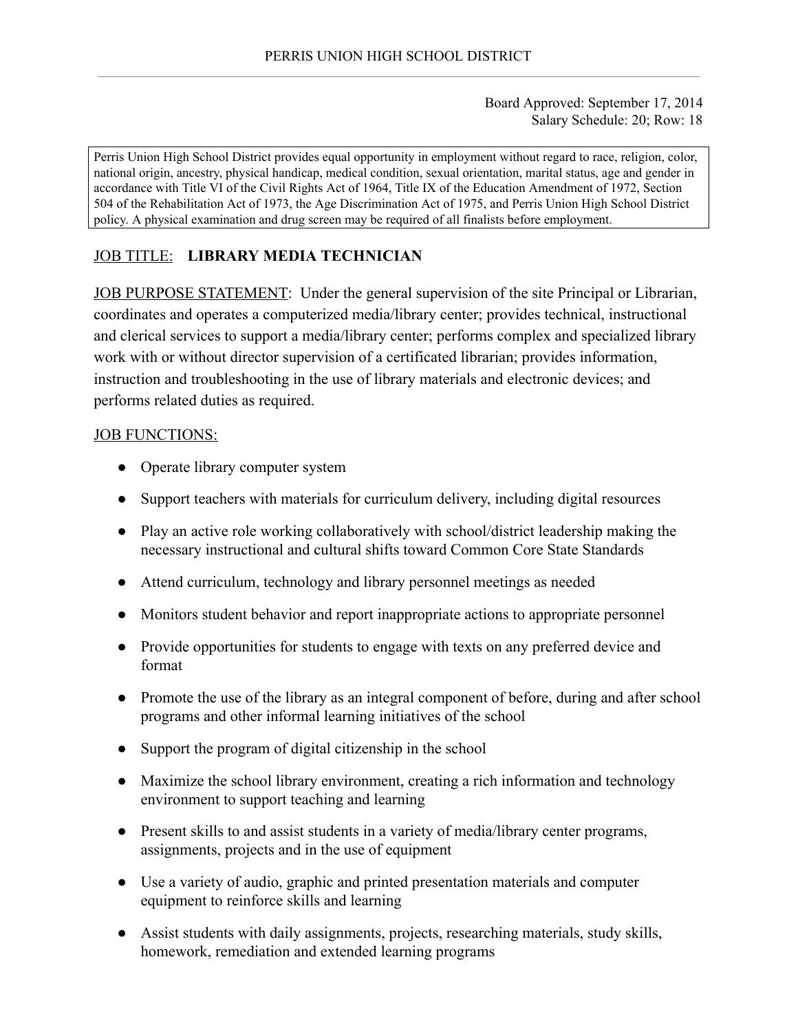PERRIS UNION HIGH SCHOOL DISTRICT

Board Approved: September 17, 2014
Salary Schedule: 20; Row: 18

Perris Union High School District provides equal opportunity in employment without regard to race, religion, color, national origin, ancestry, physical handicap, medical condition, sexual orientation, marital status, age and gender in accordance with Title VI of the Civil Rights Act of 1964, Title IX of the Education Amendment of 1972, Section 504 of the Rehabilitation Act of 1973, the Age Discrimination Act of 1975, and Perris Union High School District policy. A physical examination and drug screen may be required of all finalists before employment.

JOB TITLE: **LIBRARY MEDIA TECHNICIAN**

JOB PURPOSE STATEMENT: Under the general supervision of the site Principal or Librarian, coordinates and operates a computerized media/library center; provides technical, instructional and clerical services to support a media/library center; performs complex and specialized library work with or without director supervision of a certificated librarian; provides information, instruction and troubleshooting in the use of library materials and electronic devices; and performs related duties as required.

JOB FUNCTIONS:

- Operate library computer system
- Support teachers with materials for curriculum delivery, including digital resources
- Play an active role working collaboratively with school/district leadership making the necessary instructional and cultural shifts toward Common Core State Standards
- Attend curriculum, technology and library personnel meetings as needed
- Monitors student behavior and report inappropriate actions to appropriate personnel
- Provide opportunities for students to engage with texts on any preferred device and format
- Promote the use of the library as an integral component of before, during and after school programs and other informal learning initiatives of the school
- Support the program of digital citizenship in the school
- Maximize the school library environment, creating a rich information and technology environment to support teaching and learning
- Present skills to and assist students in a variety of media/library center programs, assignments, projects and in the use of equipment
- Use a variety of audio, graphic and printed presentation materials and computer equipment to reinforce skills and learning
- Assist students with daily assignments, projects, researching materials, study skills, homework, remediation and extended learning programs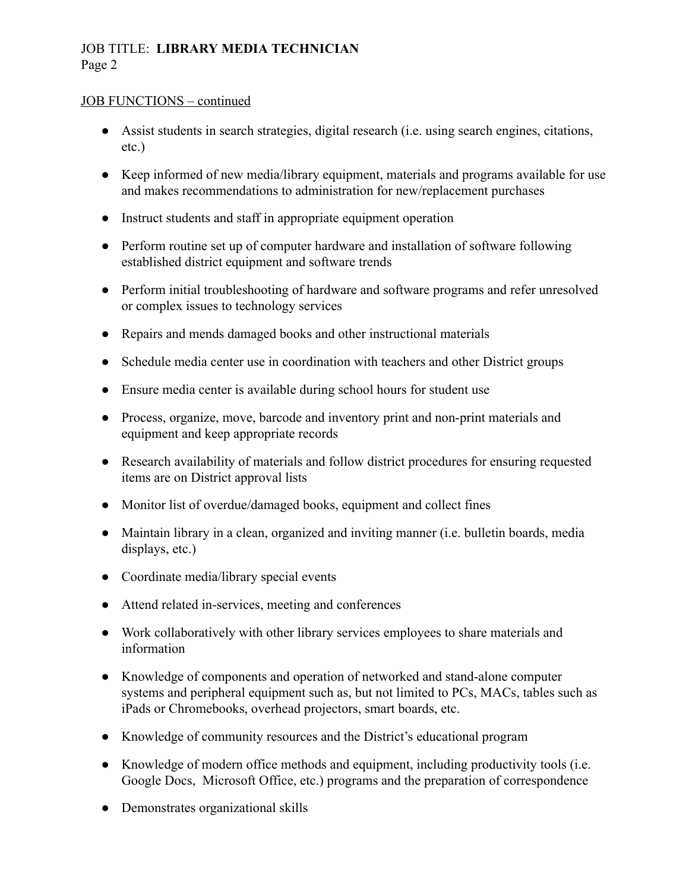## JOB FUNCTIONS – continued

- Assist students in search strategies, digital research (i.e. using search engines, citations, etc.)
- Keep informed of new media/library equipment, materials and programs available for use and makes recommendations to administration for new/replacement purchases
- Instruct students and staff in appropriate equipment operation
- Perform routine set up of computer hardware and installation of software following established district equipment and software trends
- Perform initial troubleshooting of hardware and software programs and refer unresolved or complex issues to technology services
- Repairs and mends damaged books and other instructional materials
- Schedule media center use in coordination with teachers and other District groups
- Ensure media center is available during school hours for student use
- Process, organize, move, barcode and inventory print and non-print materials and equipment and keep appropriate records
- Research availability of materials and follow district procedures for ensuring requested items are on District approval lists
- Monitor list of overdue/damaged books, equipment and collect fines
- Maintain library in a clean, organized and inviting manner (i.e. bulletin boards, media displays, etc.)
- Coordinate media/library special events
- Attend related in-services, meeting and conferences
- Work collaboratively with other library services employees to share materials and information
- Knowledge of components and operation of networked and stand-alone computer systems and peripheral equipment such as, but not limited to PCs, MACs, tables such as iPads or Chromebooks, overhead projectors, smart boards, etc.
- Knowledge of community resources and the District's educational program
- Knowledge of modern office methods and equipment, including productivity tools (i.e. Google Docs, Microsoft Office, etc.) programs and the preparation of correspondence
- Demonstrates organizational skills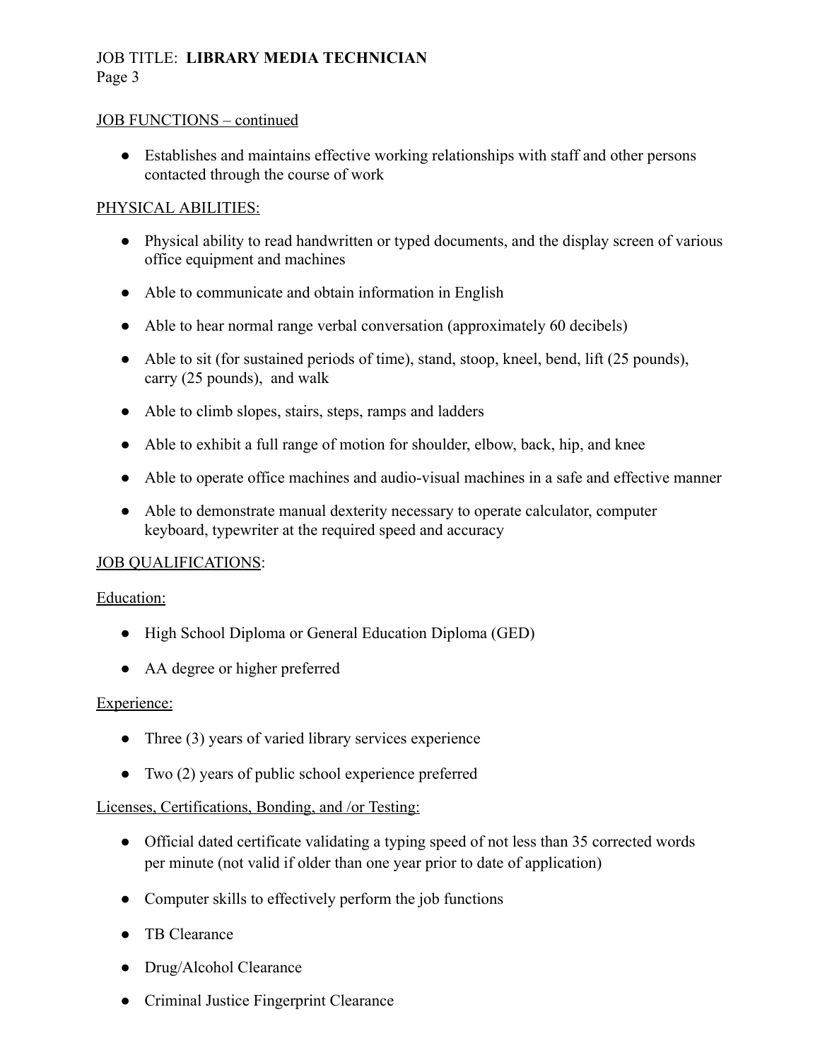## JOB FUNCTIONS – continued

- Establishes and maintains effective working relationships with staff and other persons contacted through the course of work

## PHYSICAL ABILITIES:

- Physical ability to read handwritten or typed documents, and the display screen of various office equipment and machines
- Able to communicate and obtain information in English
- Able to hear normal range verbal conversation (approximately 60 decibels)
- Able to sit (for sustained periods of time), stand, stoop, kneel, bend, lift (25 pounds), carry (25 pounds), and walk
- Able to climb slopes, stairs, steps, ramps and ladders
- Able to exhibit a full range of motion for shoulder, elbow, back, hip, and knee
- Able to operate office machines and audio-visual machines in a safe and effective manner
- Able to demonstrate manual dexterity necessary to operate calculator, computer keyboard, typewriter at the required speed and accuracy

## JOB QUALIFICATIONS:

### Education:

- High School Diploma or General Education Diploma (GED)
- AA degree or higher preferred

### Experience:

- Three (3) years of varied library services experience
- Two (2) years of public school experience preferred

### Licenses, Certifications, Bonding, and /or Testing:

- Official dated certificate validating a typing speed of not less than 35 corrected words per minute (not valid if older than one year prior to date of application)
- Computer skills to effectively perform the job functions
- TB Clearance
- Drug/Alcohol Clearance
- Criminal Justice Fingerprint Clearance